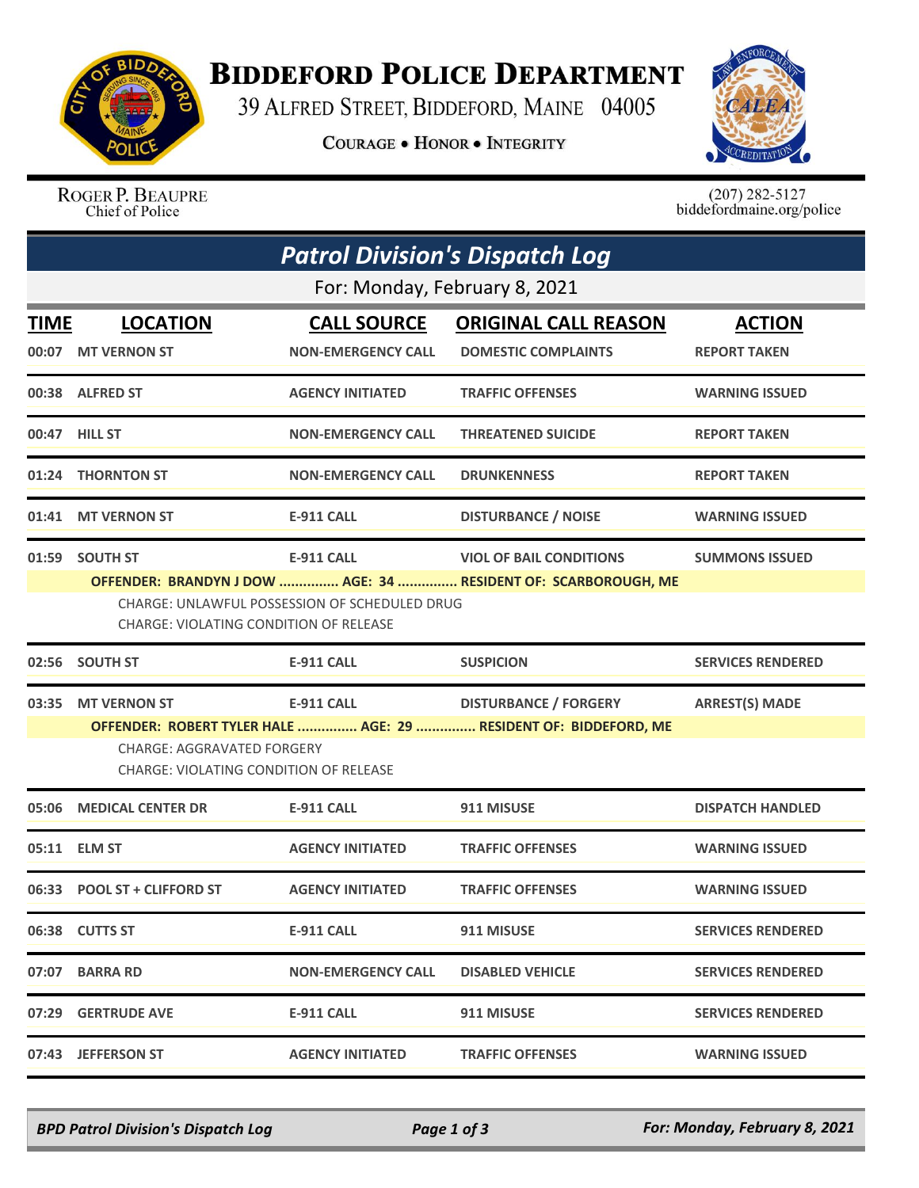# Biddeford Police Department

39 Alfred Street, Biddeford, Maine 04005

**Courage • Honor • Integrity**

Roger P. Beaupre
Chief of Police

(207) 282-5127
biddefordmaine.org/police

## *Patrol Division's Dispatch Log*

For: Monday, February 8, 2021

| TIME | LOCATION | CALL SOURCE | ORIGINAL CALL REASON | ACTION |
|---|---|---|---|---|
| 00:07 | MT VERNON ST | NON-EMERGENCY CALL | DOMESTIC COMPLAINTS | REPORT TAKEN |
| 00:38 | ALFRED ST | AGENCY INITIATED | TRAFFIC OFFENSES | WARNING ISSUED |
| 00:47 | HILL ST | NON-EMERGENCY CALL | THREATENED SUICIDE | REPORT TAKEN |
| 01:24 | THORNTON ST | NON-EMERGENCY CALL | DRUNKENNESS | REPORT TAKEN |
| 01:41 | MT VERNON ST | E-911 CALL | DISTURBANCE / NOISE | WARNING ISSUED |
| 01:59 | SOUTH ST | E-911 CALL | VIOL OF BAIL CONDITIONS | SUMMONS ISSUED |
| | OFFENDER: BRANDYN J DOW ............... AGE: 34 ............... RESIDENT OF: SCARBOROUGH, ME<br>CHARGE: UNLAWFUL POSSESSION OF SCHEDULED DRUG<br>CHARGE: VIOLATING CONDITION OF RELEASE | | | |
| 02:56 | SOUTH ST | E-911 CALL | SUSPICION | SERVICES RENDERED |
| 03:35 | MT VERNON ST | E-911 CALL | DISTURBANCE / FORGERY | ARREST(S) MADE |
| | OFFENDER: ROBERT TYLER HALE ............... AGE: 29 ............... RESIDENT OF: BIDDEFORD, ME<br>CHARGE: AGGRAVATED FORGERY<br>CHARGE: VIOLATING CONDITION OF RELEASE | | | |
| 05:06 | MEDICAL CENTER DR | E-911 CALL | 911 MISUSE | DISPATCH HANDLED |
| 05:11 | ELM ST | AGENCY INITIATED | TRAFFIC OFFENSES | WARNING ISSUED |
| 06:33 | POOL ST + CLIFFORD ST | AGENCY INITIATED | TRAFFIC OFFENSES | WARNING ISSUED |
| 06:38 | CUTTS ST | E-911 CALL | 911 MISUSE | SERVICES RENDERED |
| 07:07 | BARRA RD | NON-EMERGENCY CALL | DISABLED VEHICLE | SERVICES RENDERED |
| 07:29 | GERTRUDE AVE | E-911 CALL | 911 MISUSE | SERVICES RENDERED |
| 07:43 | JEFFERSON ST | AGENCY INITIATED | TRAFFIC OFFENSES | WARNING ISSUED |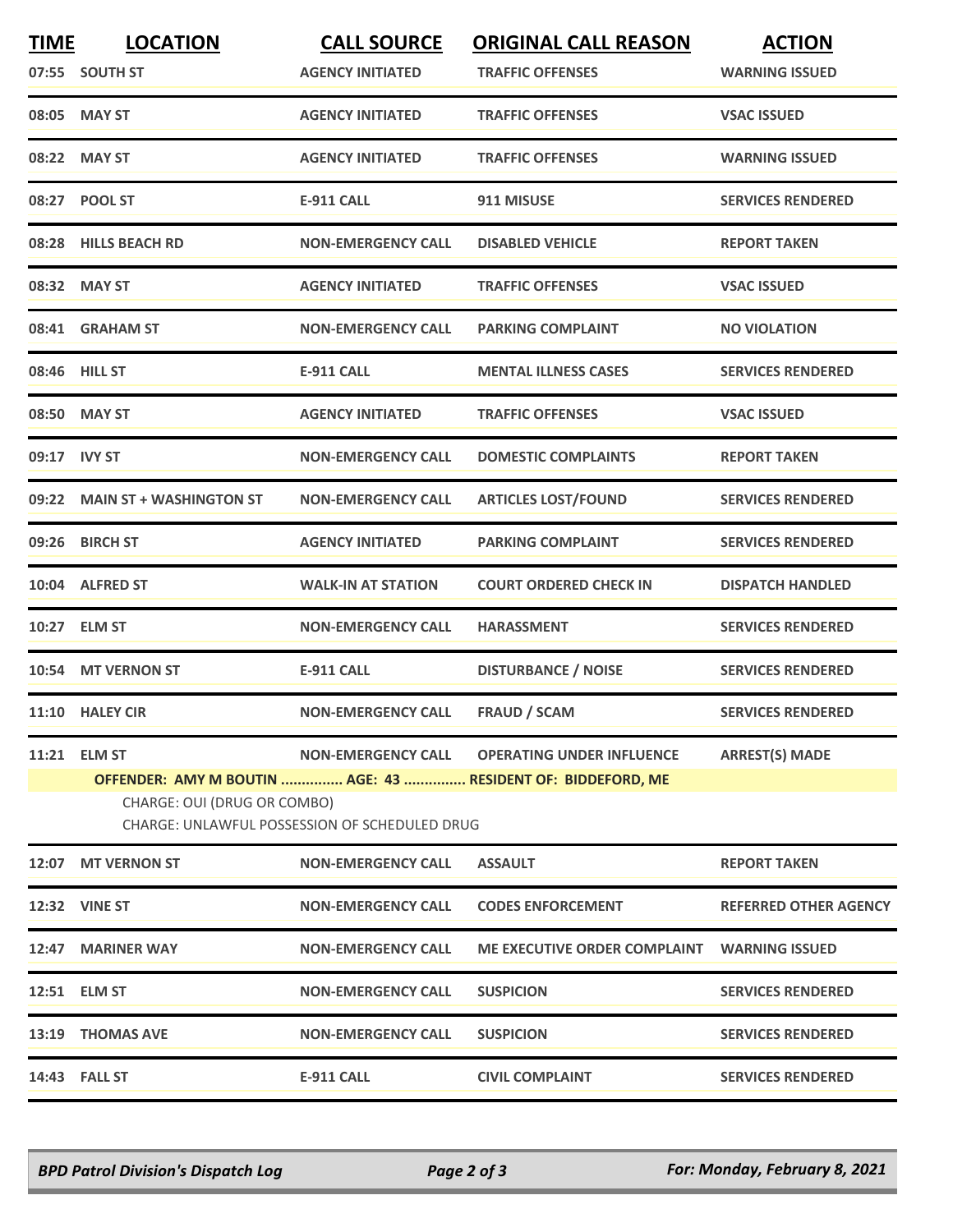| TIME | LOCATION | CALL SOURCE | ORIGINAL CALL REASON | ACTION |
|---|---|---|---|---|
| 07:55 | SOUTH ST | AGENCY INITIATED | TRAFFIC OFFENSES | WARNING ISSUED |
| 08:05 | MAY ST | AGENCY INITIATED | TRAFFIC OFFENSES | VSAC ISSUED |
| 08:22 | MAY ST | AGENCY INITIATED | TRAFFIC OFFENSES | WARNING ISSUED |
| 08:27 | POOL ST | E-911 CALL | 911 MISUSE | SERVICES RENDERED |
| 08:28 | HILLS BEACH RD | NON-EMERGENCY CALL | DISABLED VEHICLE | REPORT TAKEN |
| 08:32 | MAY ST | AGENCY INITIATED | TRAFFIC OFFENSES | VSAC ISSUED |
| 08:41 | GRAHAM ST | NON-EMERGENCY CALL | PARKING COMPLAINT | NO VIOLATION |
| 08:46 | HILL ST | E-911 CALL | MENTAL ILLNESS CASES | SERVICES RENDERED |
| 08:50 | MAY ST | AGENCY INITIATED | TRAFFIC OFFENSES | VSAC ISSUED |
| 09:17 | IVY ST | NON-EMERGENCY CALL | DOMESTIC COMPLAINTS | REPORT TAKEN |
| 09:22 | MAIN ST + WASHINGTON ST | NON-EMERGENCY CALL | ARTICLES LOST/FOUND | SERVICES RENDERED |
| 09:26 | BIRCH ST | AGENCY INITIATED | PARKING COMPLAINT | SERVICES RENDERED |
| 10:04 | ALFRED ST | WALK-IN AT STATION | COURT ORDERED CHECK IN | DISPATCH HANDLED |
| 10:27 | ELM ST | NON-EMERGENCY CALL | HARASSMENT | SERVICES RENDERED |
| 10:54 | MT VERNON ST | E-911 CALL | DISTURBANCE / NOISE | SERVICES RENDERED |
| 11:10 | HALEY CIR | NON-EMERGENCY CALL | FRAUD / SCAM | SERVICES RENDERED |
| 11:21 | ELM ST | NON-EMERGENCY CALL | OPERATING UNDER INFLUENCE | ARREST(S) MADE |
| | **OFFENDER: AMY M BOUTIN ............... AGE: 43 ............... RESIDENT OF: BIDDEFORD, ME**<br>CHARGE: OUI (DRUG OR COMBO)<br>CHARGE: UNLAWFUL POSSESSION OF SCHEDULED DRUG | | | |
| 12:07 | MT VERNON ST | NON-EMERGENCY CALL | ASSAULT | REPORT TAKEN |
| 12:32 | VINE ST | NON-EMERGENCY CALL | CODES ENFORCEMENT | REFERRED OTHER AGENCY |
| 12:47 | MARINER WAY | NON-EMERGENCY CALL | ME EXECUTIVE ORDER COMPLAINT | WARNING ISSUED |
| 12:51 | ELM ST | NON-EMERGENCY CALL | SUSPICION | SERVICES RENDERED |
| 13:19 | THOMAS AVE | NON-EMERGENCY CALL | SUSPICION | SERVICES RENDERED |
| 14:43 | FALL ST | E-911 CALL | CIVIL COMPLAINT | SERVICES RENDERED |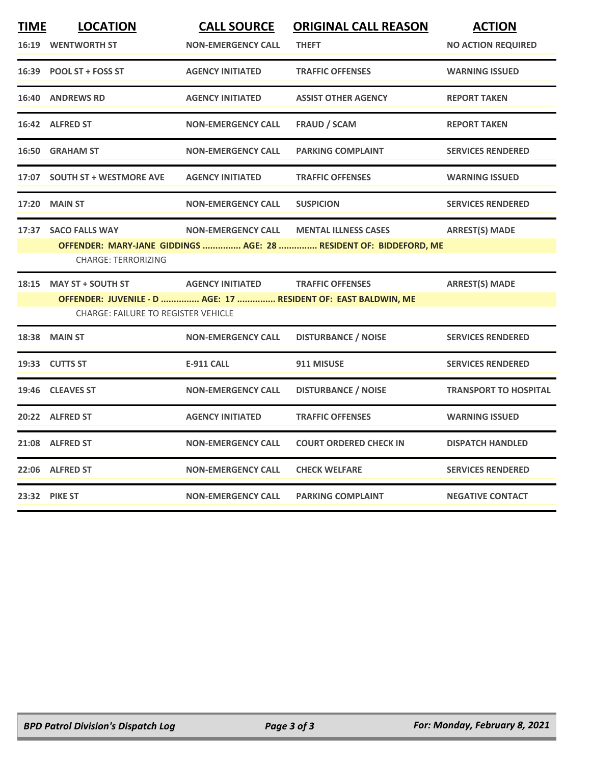| TIME | LOCATION | CALL SOURCE | ORIGINAL CALL REASON | ACTION |
|---|---|---|---|---|
| 16:19 | WENTWORTH ST | NON-EMERGENCY CALL | THEFT | NO ACTION REQUIRED |
| 16:39 | POOL ST + FOSS ST | AGENCY INITIATED | TRAFFIC OFFENSES | WARNING ISSUED |
| 16:40 | ANDREWS RD | AGENCY INITIATED | ASSIST OTHER AGENCY | REPORT TAKEN |
| 16:42 | ALFRED ST | NON-EMERGENCY CALL | FRAUD / SCAM | REPORT TAKEN |
| 16:50 | GRAHAM ST | NON-EMERGENCY CALL | PARKING COMPLAINT | SERVICES RENDERED |
| 17:07 | SOUTH ST + WESTMORE AVE | AGENCY INITIATED | TRAFFIC OFFENSES | WARNING ISSUED |
| 17:20 | MAIN ST | NON-EMERGENCY CALL | SUSPICION | SERVICES RENDERED |
| 17:37 | SACO FALLS WAY | NON-EMERGENCY CALL | MENTAL ILLNESS CASES | ARREST(S) MADE |
| | OFFENDER: MARY-JANE GIDDINGS ............... AGE: 28 ............... RESIDENT OF: BIDDEFORD, ME | | | |
| | CHARGE: TERRORIZING | | | |
| 18:15 | MAY ST + SOUTH ST | AGENCY INITIATED | TRAFFIC OFFENSES | ARREST(S) MADE |
| | OFFENDER: JUVENILE - D ............... AGE: 17 ............... RESIDENT OF: EAST BALDWIN, ME | | | |
| | CHARGE: FAILURE TO REGISTER VEHICLE | | | |
| 18:38 | MAIN ST | NON-EMERGENCY CALL | DISTURBANCE / NOISE | SERVICES RENDERED |
| 19:33 | CUTTS ST | E-911 CALL | 911 MISUSE | SERVICES RENDERED |
| 19:46 | CLEAVES ST | NON-EMERGENCY CALL | DISTURBANCE / NOISE | TRANSPORT TO HOSPITAL |
| 20:22 | ALFRED ST | AGENCY INITIATED | TRAFFIC OFFENSES | WARNING ISSUED |
| 21:08 | ALFRED ST | NON-EMERGENCY CALL | COURT ORDERED CHECK IN | DISPATCH HANDLED |
| 22:06 | ALFRED ST | NON-EMERGENCY CALL | CHECK WELFARE | SERVICES RENDERED |
| 23:32 | PIKE ST | NON-EMERGENCY CALL | PARKING COMPLAINT | NEGATIVE CONTACT |